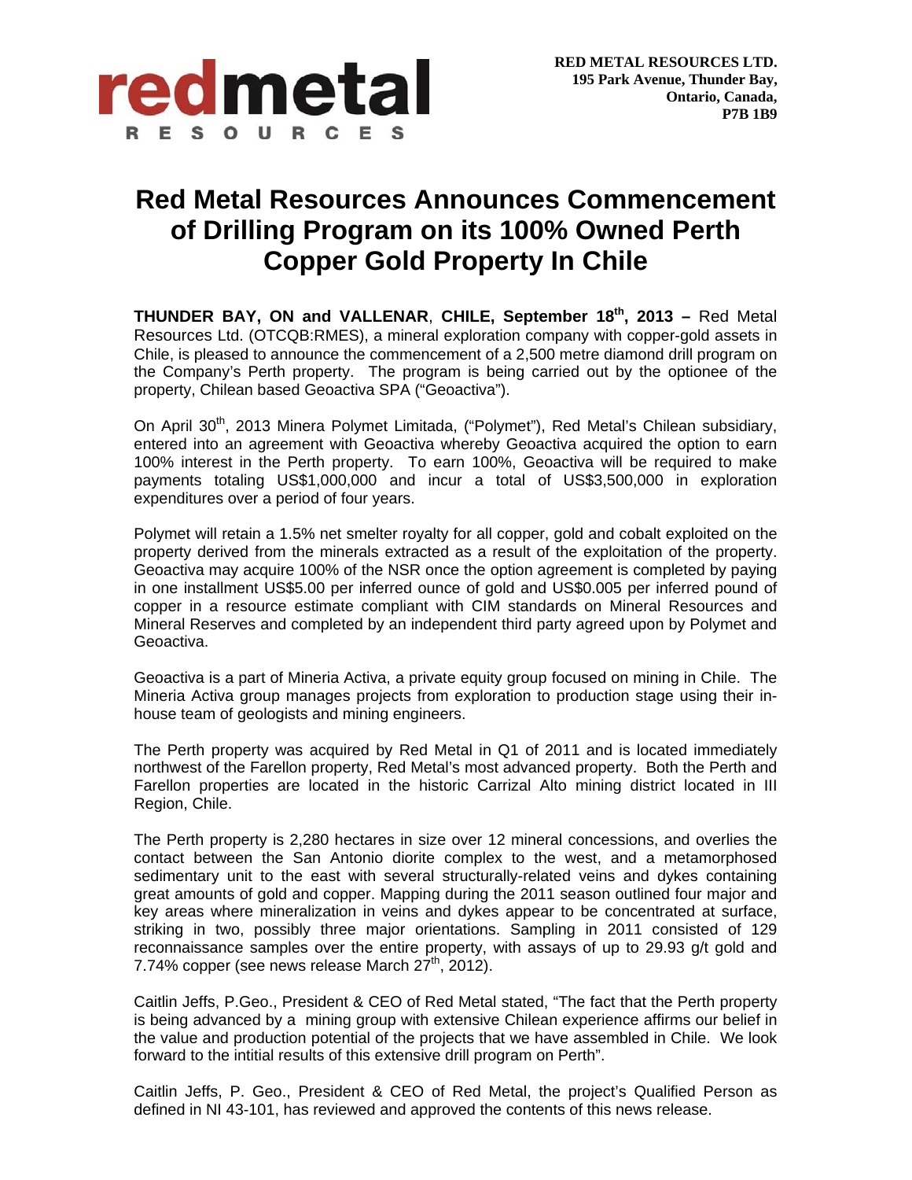**RED METAL RESOURCES LTD.**
**195 Park Avenue, Thunder Bay,**
**Ontario, Canada,**
**P7B 1B9**

# Red Metal Resources Announces Commencement of Drilling Program on its 100% Owned Perth Copper Gold Property In Chile

**THUNDER BAY, ON and VALLENAR, CHILE, September 18th, 2013 –** Red Metal Resources Ltd. (OTCQB:RMES), a mineral exploration company with copper-gold assets in Chile, is pleased to announce the commencement of a 2,500 metre diamond drill program on the Company's Perth property. The program is being carried out by the optionee of the property, Chilean based Geoactiva SPA ("Geoactiva").

On April 30th, 2013 Minera Polymet Limitada, ("Polymet"), Red Metal's Chilean subsidiary, entered into an agreement with Geoactiva whereby Geoactiva acquired the option to earn 100% interest in the Perth property. To earn 100%, Geoactiva will be required to make payments totaling US$1,000,000 and incur a total of US$3,500,000 in exploration expenditures over a period of four years.

Polymet will retain a 1.5% net smelter royalty for all copper, gold and cobalt exploited on the property derived from the minerals extracted as a result of the exploitation of the property. Geoactiva may acquire 100% of the NSR once the option agreement is completed by paying in one installment US$5.00 per inferred ounce of gold and US$0.005 per inferred pound of copper in a resource estimate compliant with CIM standards on Mineral Resources and Mineral Reserves and completed by an independent third party agreed upon by Polymet and Geoactiva.

Geoactiva is a part of Mineria Activa, a private equity group focused on mining in Chile. The Mineria Activa group manages projects from exploration to production stage using their in-house team of geologists and mining engineers.

The Perth property was acquired by Red Metal in Q1 of 2011 and is located immediately northwest of the Farellon property, Red Metal's most advanced property. Both the Perth and Farellon properties are located in the historic Carrizal Alto mining district located in III Region, Chile.

The Perth property is 2,280 hectares in size over 12 mineral concessions, and overlies the contact between the San Antonio diorite complex to the west, and a metamorphosed sedimentary unit to the east with several structurally-related veins and dykes containing great amounts of gold and copper. Mapping during the 2011 season outlined four major and key areas where mineralization in veins and dykes appear to be concentrated at surface, striking in two, possibly three major orientations. Sampling in 2011 consisted of 129 reconnaissance samples over the entire property, with assays of up to 29.93 g/t gold and 7.74% copper (see news release March 27th, 2012).

Caitlin Jeffs, P.Geo., President & CEO of Red Metal stated, "The fact that the Perth property is being advanced by a mining group with extensive Chilean experience affirms our belief in the value and production potential of the projects that we have assembled in Chile. We look forward to the intitial results of this extensive drill program on Perth".

Caitlin Jeffs, P. Geo., President & CEO of Red Metal, the project's Qualified Person as defined in NI 43-101, has reviewed and approved the contents of this news release.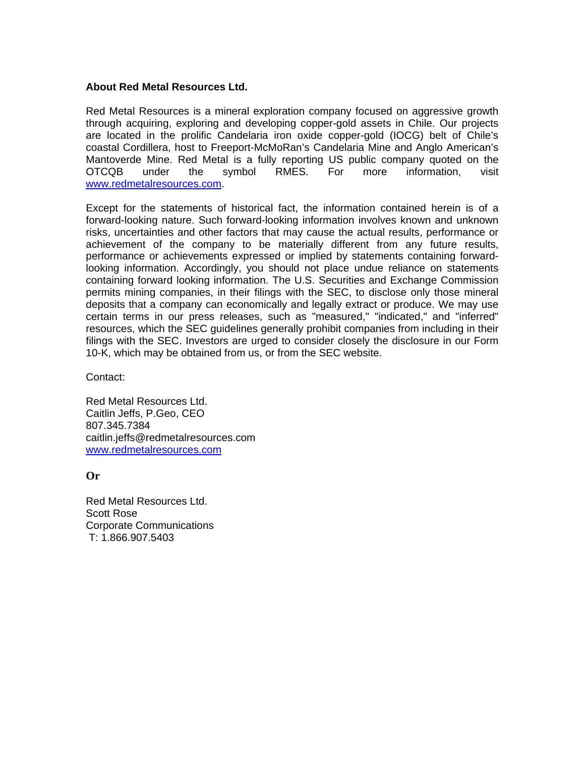**About Red Metal Resources Ltd.**

Red Metal Resources is a mineral exploration company focused on aggressive growth through acquiring, exploring and developing copper-gold assets in Chile. Our projects are located in the prolific Candelaria iron oxide copper-gold (IOCG) belt of Chile's coastal Cordillera, host to Freeport-McMoRan's Candelaria Mine and Anglo American's Mantoverde Mine. Red Metal is a fully reporting US public company quoted on the OTCQB under the symbol RMES. For more information, visit www.redmetalresources.com.

Except for the statements of historical fact, the information contained herein is of a forward-looking nature. Such forward-looking information involves known and unknown risks, uncertainties and other factors that may cause the actual results, performance or achievement of the company to be materially different from any future results, performance or achievements expressed or implied by statements containing forward-looking information. Accordingly, you should not place undue reliance on statements containing forward looking information. The U.S. Securities and Exchange Commission permits mining companies, in their filings with the SEC, to disclose only those mineral deposits that a company can economically and legally extract or produce. We may use certain terms in our press releases, such as "measured," "indicated," and "inferred" resources, which the SEC guidelines generally prohibit companies from including in their filings with the SEC. Investors are urged to consider closely the disclosure in our Form 10-K, which may be obtained from us, or from the SEC website.

Contact:

Red Metal Resources Ltd.
Caitlin Jeffs, P.Geo, CEO
807.345.7384
caitlin.jeffs@redmetalresources.com
www.redmetalresources.com

**Or**

Red Metal Resources Ltd.
Scott Rose
Corporate Communications
T: 1.866.907.5403